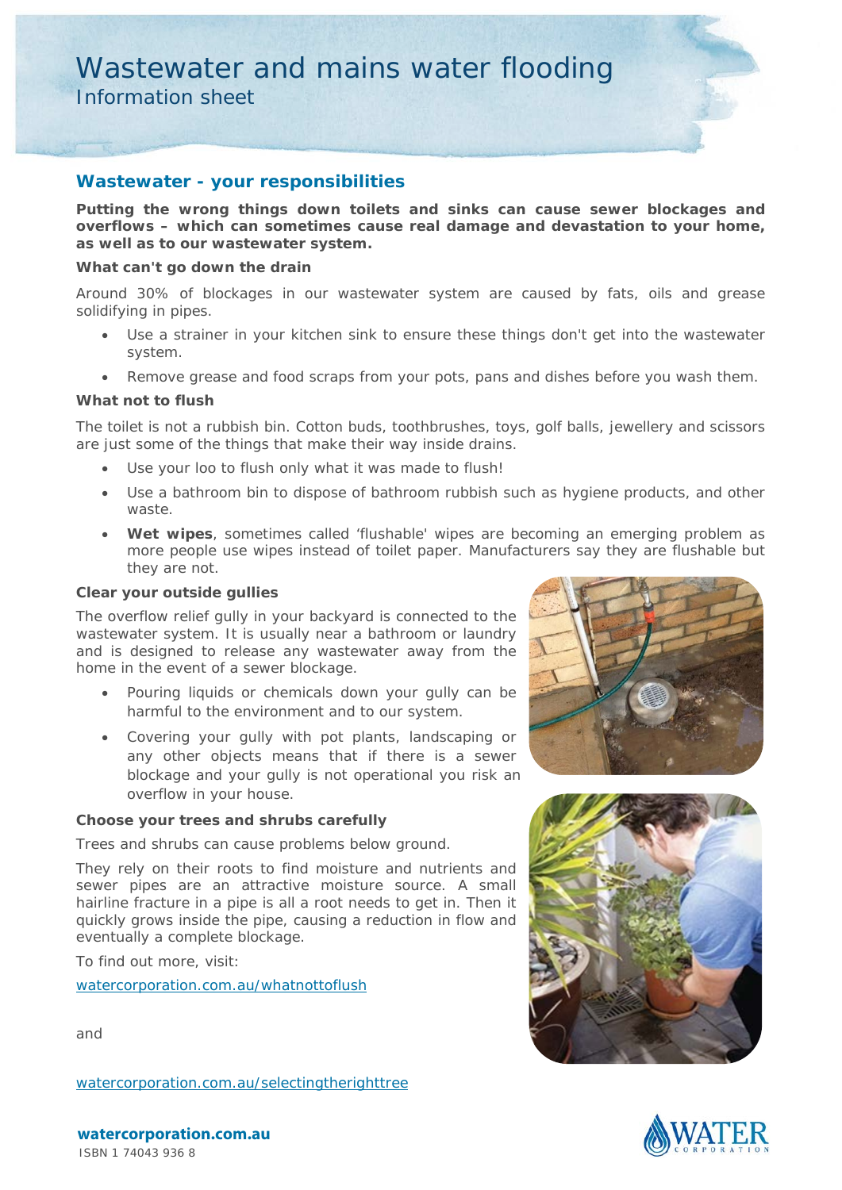# Wastewater and mains water flooding

Information sheet

## Wastewater - your responsibilities

**Putting the wrong things down toilets and sinks can cause sewer blockages and overflows – which can sometimes cause real damage and devastation to your home, as well as to our wastewater system.**

### What can't go down the drain

Around 30% of blockages in our wastewater system are caused by fats, oils and grease solidifying in pipes.

- Use a strainer in your kitchen sink to ensure these things don't get into the wastewater system.
- Remove grease and food scraps from your pots, pans and dishes before you wash them.

### What not to flush

The toilet is not a rubbish bin. Cotton buds, toothbrushes, toys, golf balls, jewellery and scissors are just some of the things that make their way inside drains.

- Use your loo to flush only what it was made to flush!
- Use a bathroom bin to dispose of bathroom rubbish such as hygiene products, and other waste.
- **Wet wipes**, sometimes called 'flushable' wipes are becoming an emerging problem as more people use wipes instead of toilet paper. Manufacturers say they are flushable but they are not.

### Clear your outside gullies

The overflow relief gully in your backyard is connected to the wastewater system. It is usually near a bathroom or laundry and is designed to release any wastewater away from the home in the event of a sewer blockage.

- Pouring liquids or chemicals down your gully can be harmful to the environment and to our system.
- Covering your gully with pot plants, landscaping or any other objects means that if there is a sewer blockage and your gully is not operational you risk an overflow in your house.

### Choose your trees and shrubs carefully

Trees and shrubs can cause problems below ground.

They rely on their roots to find moisture and nutrients and sewer pipes are an attractive moisture source. A small hairline fracture in a pipe is all a root needs to get in. Then it quickly grows inside the pipe, causing a reduction in flow and eventually a complete blockage.

To find out more, visit:

watercorporation.com.au/whatnottoflush

and

watercorporation.com.au/selectingtherighttree

watercorporation.com.au

ISBN 1 74043 936 8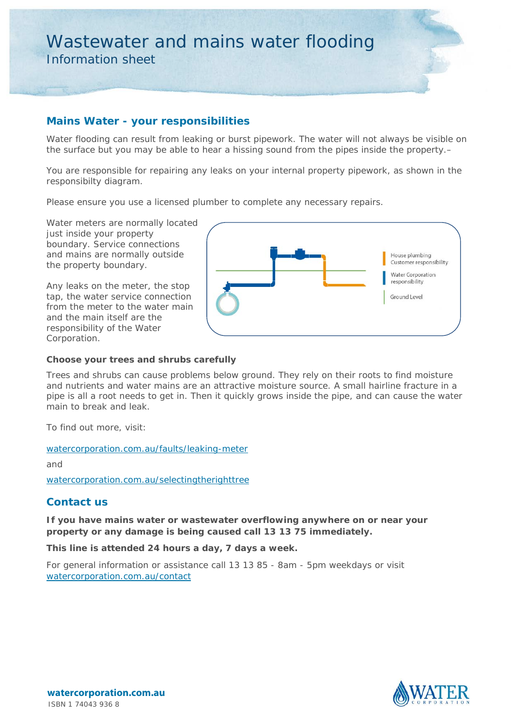# Wastewater and mains water flooding

Information sheet

## Mains Water - your responsibilities

Water flooding can result from leaking or burst pipework. The water will not always be visible on the surface but you may be able to hear a hissing sound from the pipes inside the property.–

You are responsible for repairing any leaks on your internal property pipework, as shown in the responsibilty diagram.

Please ensure you use a licensed plumber to complete any necessary repairs.

Water meters are normally located just inside your property boundary. Service connections and mains are normally outside the property boundary.

Any leaks on the meter, the stop tap, the water service connection from the meter to the water main and the main itself are the responsibility of the Water Corporation.

House plumbing
Customer responsibility

Water Corporation
responsibility

Ground Level

### Choose your trees and shrubs carefully

Trees and shrubs can cause problems below ground. They rely on their roots to find moisture and nutrients and water mains are an attractive moisture source. A small hairline fracture in a pipe is all a root needs to get in. Then it quickly grows inside the pipe, and can cause the water main to break and leak.

To find out more, visit:

watercorporation.com.au/faults/leaking-meter

and

watercorporation.com.au/selectingtherighttree

## Contact us

**If you have mains water or wastewater overflowing anywhere on or near your property or any damage is being caused call 13 13 75 immediately.**

**This line is attended 24 hours a day, 7 days a week.**

For general information or assistance call 13 13 85 - 8am - 5pm weekdays or visit watercorporation.com.au/contact

watercorporation.com.au

ISBN 1 74043 936 8